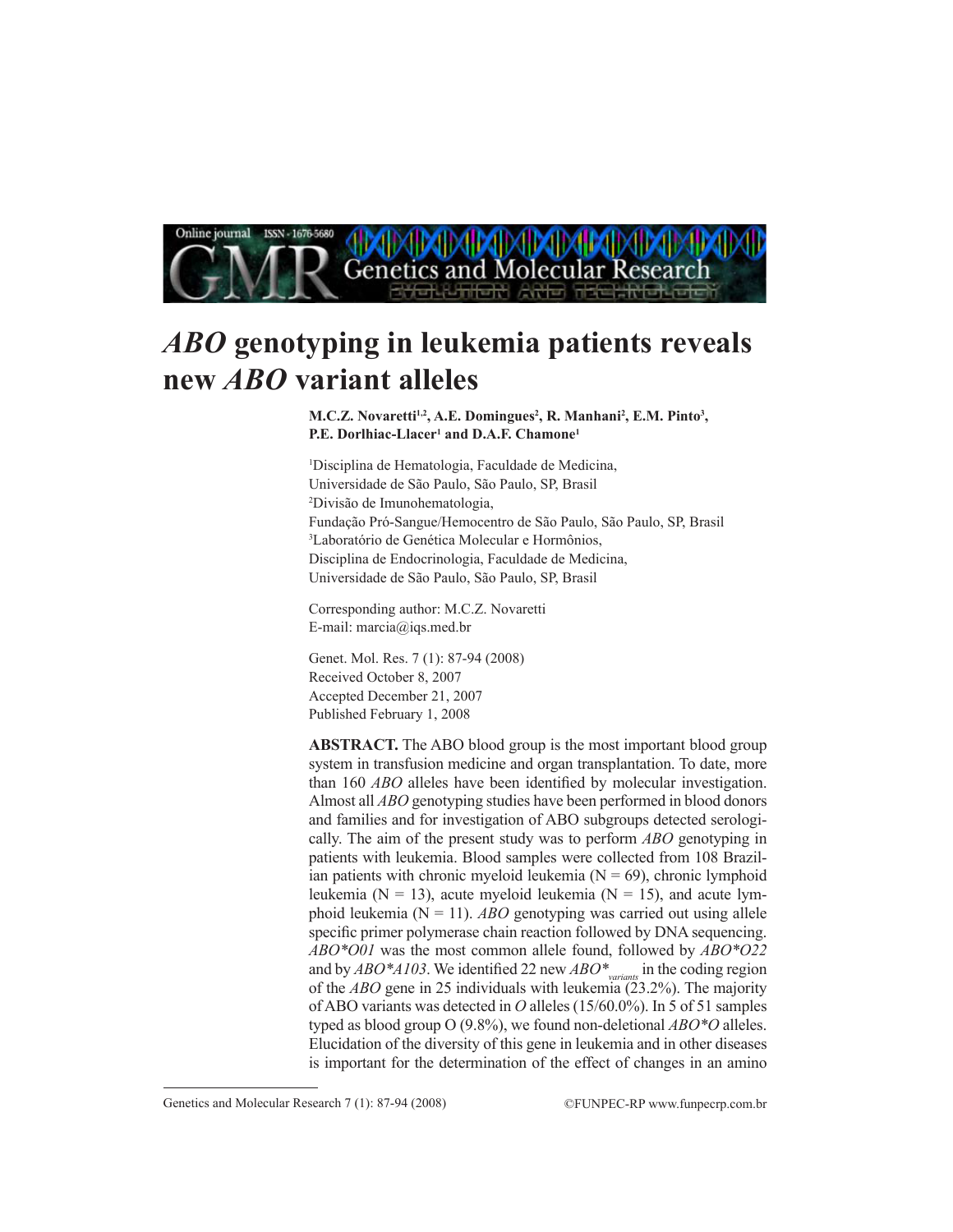# *ABO* genotyping in leukemia patients reveals new *ABO* variant alleles

**M.C.Z. Novaretti[1,2], A.E. Domingues[2], R. Manhani[2], E.M. Pinto[3], P.E. Dorlhiac-Llacer[1] and D.A.F. Chamone[1]**

[1]Disciplina de Hematologia, Faculdade de Medicina, Universidade de São Paulo, São Paulo, SP, Brasil
[2]Divisão de Imunohematologia, Fundação Pró-Sangue/Hemocentro de São Paulo, São Paulo, SP, Brasil
[3]Laboratório de Genética Molecular e Hormônios, Disciplina de Endocrinologia, Faculdade de Medicina, Universidade de São Paulo, São Paulo, SP, Brasil

Corresponding author: M.C.Z. Novaretti
E-mail: marcia@iqs.med.br

Genet. Mol. Res. 7 (1): 87-94 (2008)
Received October 8, 2007
Accepted December 21, 2007
Published February 1, 2008

**ABSTRACT.** The ABO blood group is the most important blood group system in transfusion medicine and organ transplantation. To date, more than 160 *ABO* alleles have been identified by molecular investigation. Almost all *ABO* genotyping studies have been performed in blood donors and families and for investigation of ABO subgroups detected serologically. The aim of the present study was to perform *ABO* genotyping in patients with leukemia. Blood samples were collected from 108 Brazilian patients with chronic myeloid leukemia (N = 69), chronic lymphoid leukemia (N = 13), acute myeloid leukemia (N = 15), and acute lymphoid leukemia (N = 11). *ABO* genotyping was carried out using allele specific primer polymerase chain reaction followed by DNA sequencing. *ABO\*O01* was the most common allele found, followed by *ABO\*O22* and by *ABO\*A103*. We identified 22 new *ABO\**$_{variants}$ in the coding region of the *ABO* gene in 25 individuals with leukemia (23.2%). The majority of ABO variants was detected in *O* alleles (15/60.0%). In 5 of 51 samples typed as blood group O (9.8%), we found non-deletional *ABO\*O* alleles. Elucidation of the diversity of this gene in leukemia and in other diseases is important for the determination of the effect of changes in an amino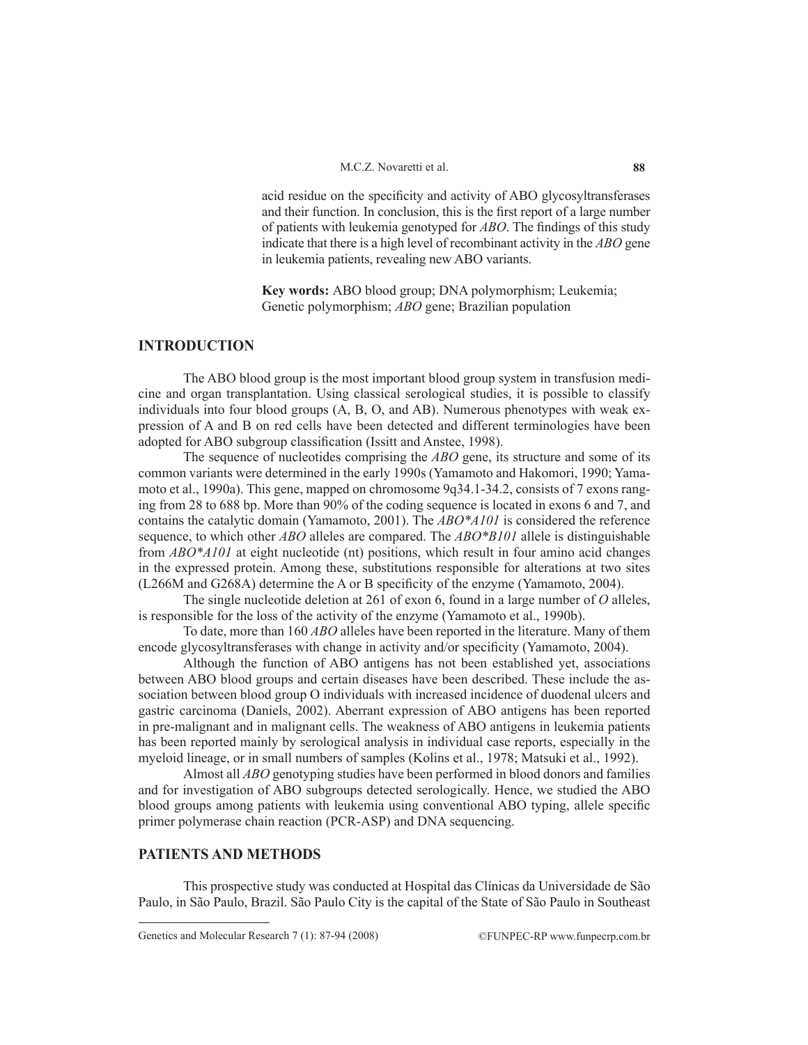acid residue on the specificity and activity of ABO glycosyltransferases and their function. In conclusion, this is the first report of a large number of patients with leukemia genotyped for *ABO*. The findings of this study indicate that there is a high level of recombinant activity in the *ABO* gene in leukemia patients, revealing new ABO variants.

**Key words:** ABO blood group; DNA polymorphism; Leukemia; Genetic polymorphism; *ABO* gene; Brazilian population

## INTRODUCTION

The ABO blood group is the most important blood group system in transfusion medicine and organ transplantation. Using classical serological studies, it is possible to classify individuals into four blood groups (A, B, O, and AB). Numerous phenotypes with weak expression of A and B on red cells have been detected and different terminologies have been adopted for ABO subgroup classification (Issitt and Anstee, 1998).

The sequence of nucleotides comprising the *ABO* gene, its structure and some of its common variants were determined in the early 1990s (Yamamoto and Hakomori, 1990; Yamamoto et al., 1990a). This gene, mapped on chromosome 9q34.1-34.2, consists of 7 exons ranging from 28 to 688 bp. More than 90% of the coding sequence is located in exons 6 and 7, and contains the catalytic domain (Yamamoto, 2001). The *ABO*A101* is considered the reference sequence, to which other *ABO* alleles are compared. The *ABO*B101* allele is distinguishable from *ABO*A101* at eight nucleotide (nt) positions, which result in four amino acid changes in the expressed protein. Among these, substitutions responsible for alterations at two sites (L266M and G268A) determine the A or B specificity of the enzyme (Yamamoto, 2004).

The single nucleotide deletion at 261 of exon 6, found in a large number of *O* alleles, is responsible for the loss of the activity of the enzyme (Yamamoto et al., 1990b).

To date, more than 160 *ABO* alleles have been reported in the literature. Many of them encode glycosyltransferases with change in activity and/or specificity (Yamamoto, 2004).

Although the function of ABO antigens has not been established yet, associations between ABO blood groups and certain diseases have been described. These include the association between blood group O individuals with increased incidence of duodenal ulcers and gastric carcinoma (Daniels, 2002). Aberrant expression of ABO antigens has been reported in pre-malignant and in malignant cells. The weakness of ABO antigens in leukemia patients has been reported mainly by serological analysis in individual case reports, especially in the myeloid lineage, or in small numbers of samples (Kolins et al., 1978; Matsuki et al., 1992).

Almost all *ABO* genotyping studies have been performed in blood donors and families and for investigation of ABO subgroups detected serologically. Hence, we studied the ABO blood groups among patients with leukemia using conventional ABO typing, allele specific primer polymerase chain reaction (PCR-ASP) and DNA sequencing.

## PATIENTS AND METHODS

This prospective study was conducted at Hospital das Clínicas da Universidade de São Paulo, in São Paulo, Brazil. São Paulo City is the capital of the State of São Paulo in Southeast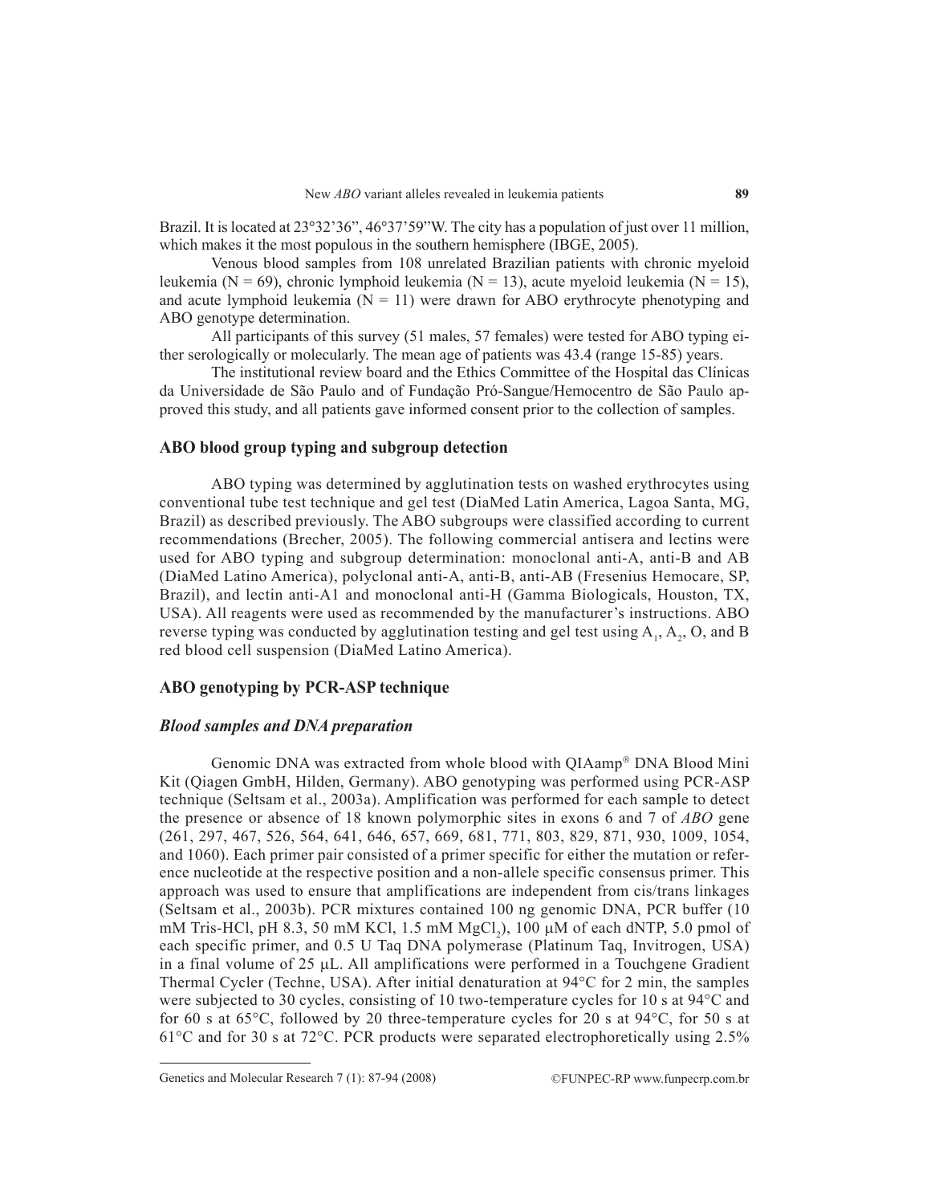Brazil. It is located at 23°32'36", 46°37'59"W. The city has a population of just over 11 million, which makes it the most populous in the southern hemisphere (IBGE, 2005).

Venous blood samples from 108 unrelated Brazilian patients with chronic myeloid leukemia (N = 69), chronic lymphoid leukemia (N = 13), acute myeloid leukemia (N = 15), and acute lymphoid leukemia (N = 11) were drawn for ABO erythrocyte phenotyping and ABO genotype determination.

All participants of this survey (51 males, 57 females) were tested for ABO typing either serologically or molecularly. The mean age of patients was 43.4 (range 15-85) years.

The institutional review board and the Ethics Committee of the Hospital das Clínicas da Universidade de São Paulo and of Fundação Pró-Sangue/Hemocentro de São Paulo approved this study, and all patients gave informed consent prior to the collection of samples.

## ABO blood group typing and subgroup detection

ABO typing was determined by agglutination tests on washed erythrocytes using conventional tube test technique and gel test (DiaMed Latin America, Lagoa Santa, MG, Brazil) as described previously. The ABO subgroups were classified according to current recommendations (Brecher, 2005). The following commercial antisera and lectins were used for ABO typing and subgroup determination: monoclonal anti-A, anti-B and AB (DiaMed Latino America), polyclonal anti-A, anti-B, anti-AB (Fresenius Hemocare, SP, Brazil), and lectin anti-A1 and monoclonal anti-H (Gamma Biologicals, Houston, TX, USA). All reagents were used as recommended by the manufacturer's instructions. ABO reverse typing was conducted by agglutination testing and gel test using $A_1$, $A_2$, O, and B red blood cell suspension (DiaMed Latino America).

## ABO genotyping by PCR-ASP technique

### *Blood samples and DNA preparation*

Genomic DNA was extracted from whole blood with QIAamp® DNA Blood Mini Kit (Qiagen GmbH, Hilden, Germany). ABO genotyping was performed using PCR-ASP technique (Seltsam et al., 2003a). Amplification was performed for each sample to detect the presence or absence of 18 known polymorphic sites in exons 6 and 7 of *ABO* gene (261, 297, 467, 526, 564, 641, 646, 657, 669, 681, 771, 803, 829, 871, 930, 1009, 1054, and 1060). Each primer pair consisted of a primer specific for either the mutation or reference nucleotide at the respective position and a non-allele specific consensus primer. This approach was used to ensure that amplifications are independent from cis/trans linkages (Seltsam et al., 2003b). PCR mixtures contained 100 ng genomic DNA, PCR buffer (10 mM Tris-HCl, pH 8.3, 50 mM KCl, 1.5 mM $MgCl_2$), 100 μM of each dNTP, 5.0 pmol of each specific primer, and 0.5 U Taq DNA polymerase (Platinum Taq, Invitrogen, USA) in a final volume of 25 μL. All amplifications were performed in a Touchgene Gradient Thermal Cycler (Techne, USA). After initial denaturation at 94°C for 2 min, the samples were subjected to 30 cycles, consisting of 10 two-temperature cycles for 10 s at 94°C and for 60 s at 65°C, followed by 20 three-temperature cycles for 20 s at 94°C, for 50 s at 61°C and for 30 s at 72°C. PCR products were separated electrophoretically using 2.5%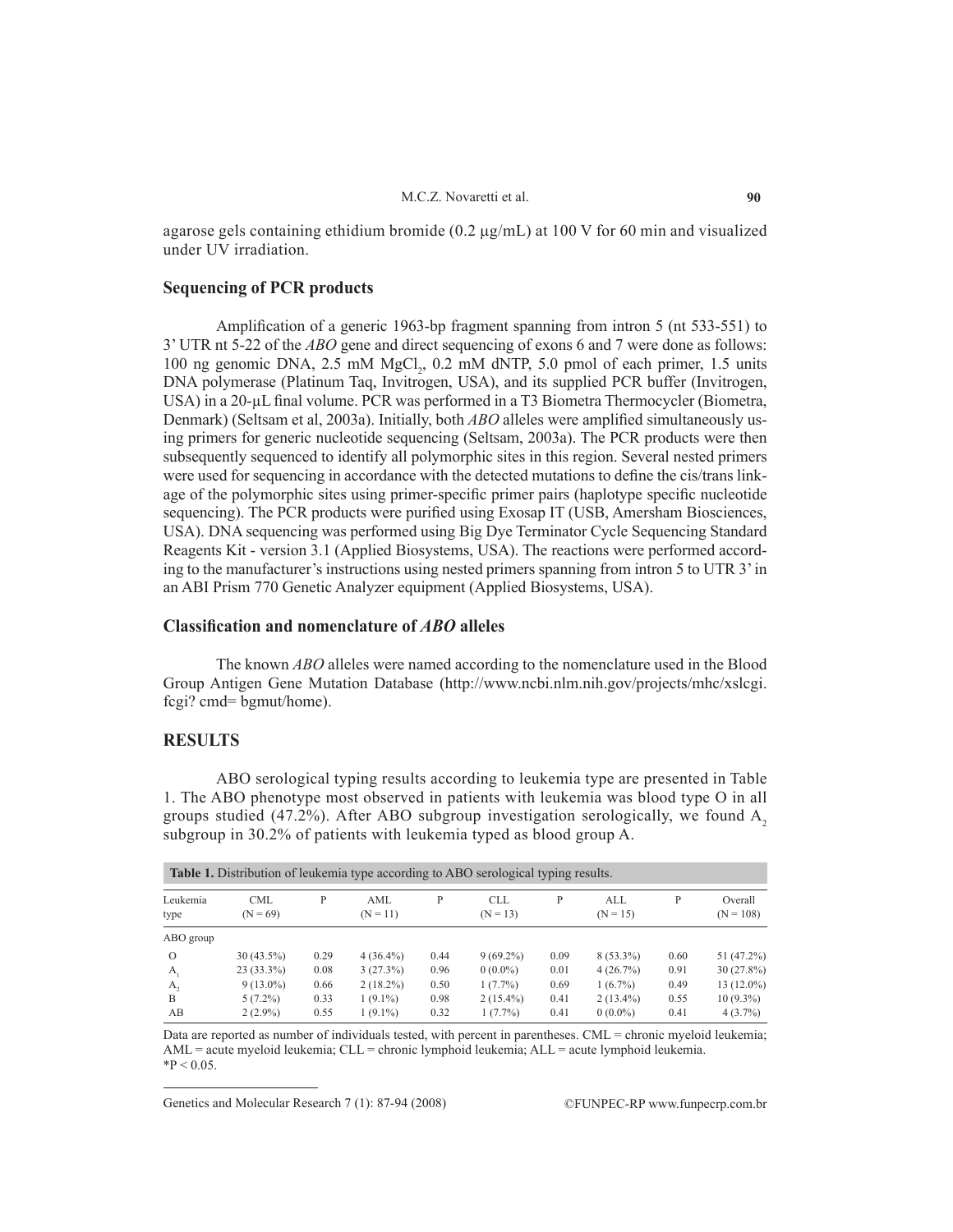agarose gels containing ethidium bromide (0.2 µg/mL) at 100 V for 60 min and visualized under UV irradiation.

## Sequencing of PCR products

Amplification of a generic 1963-bp fragment spanning from intron 5 (nt 533-551) to 3' UTR nt 5-22 of the *ABO* gene and direct sequencing of exons 6 and 7 were done as follows: 100 ng genomic DNA, 2.5 mM $MgCl_2$, 0.2 mM dNTP, 5.0 pmol of each primer, 1.5 units DNA polymerase (Platinum Taq, Invitrogen, USA), and its supplied PCR buffer (Invitrogen, USA) in a 20-µL final volume. PCR was performed in a T3 Biometra Thermocycler (Biometra, Denmark) (Seltsam et al, 2003a). Initially, both *ABO* alleles were amplified simultaneously using primers for generic nucleotide sequencing (Seltsam, 2003a). The PCR products were then subsequently sequenced to identify all polymorphic sites in this region. Several nested primers were used for sequencing in accordance with the detected mutations to define the cis/trans linkage of the polymorphic sites using primer-specific primer pairs (haplotype specific nucleotide sequencing). The PCR products were purified using Exosap IT (USB, Amersham Biosciences, USA). DNA sequencing was performed using Big Dye Terminator Cycle Sequencing Standard Reagents Kit - version 3.1 (Applied Biosystems, USA). The reactions were performed according to the manufacturer's instructions using nested primers spanning from intron 5 to UTR 3' in an ABI Prism 770 Genetic Analyzer equipment (Applied Biosystems, USA).

## Classification and nomenclature of *ABO* alleles

The known *ABO* alleles were named according to the nomenclature used in the Blood Group Antigen Gene Mutation Database (http://www.ncbi.nlm.nih.gov/projects/mhc/xslcgi.fcgi? cmd= bgmut/home).

# RESULTS

ABO serological typing results according to leukemia type are presented in Table 1. The ABO phenotype most observed in patients with leukemia was blood type O in all groups studied (47.2%). After ABO subgroup investigation serologically, we found $A_2$ subgroup in 30.2% of patients with leukemia typed as blood group A.

**Table 1.** Distribution of leukemia type according to ABO serological typing results.

| Leukemia type | CML (N = 69) | P | AML (N = 11) | P | CLL (N = 13) | P | ALL (N = 15) | P | Overall (N = 108) |
|---|---|---|---|---|---|---|---|---|---|
| ABO group | | | | | | | | | |
| O | 30 (43.5%) | 0.29 | 4 (36.4%) | 0.44 | 9 (69.2%) | 0.09 | 8 (53.3%) | 0.60 | 51 (47.2%) |
| $A_1$ | 23 (33.3%) | 0.08 | 3 (27.3%) | 0.96 | 0 (0.0%) | 0.01 | 4 (26.7%) | 0.91 | 30 (27.8%) |
| $A_2$ | 9 (13.0%) | 0.66 | 2 (18.2%) | 0.50 | 1 (7.7%) | 0.69 | 1 (6.7%) | 0.49 | 13 (12.0%) |
| B | 5 (7.2%) | 0.33 | 1 (9.1%) | 0.98 | 2 (15.4%) | 0.41 | 2 (13.4%) | 0.55 | 10 (9.3%) |
| AB | 2 (2.9%) | 0.55 | 1 (9.1%) | 0.32 | 1 (7.7%) | 0.41 | 0 (0.0%) | 0.41 | 4 (3.7%) |

Data are reported as number of individuals tested, with percent in parentheses. CML = chronic myeloid leukemia; AML = acute myeloid leukemia; CLL = chronic lymphoid leukemia; ALL = acute lymphoid leukemia.
*$P < 0.05$.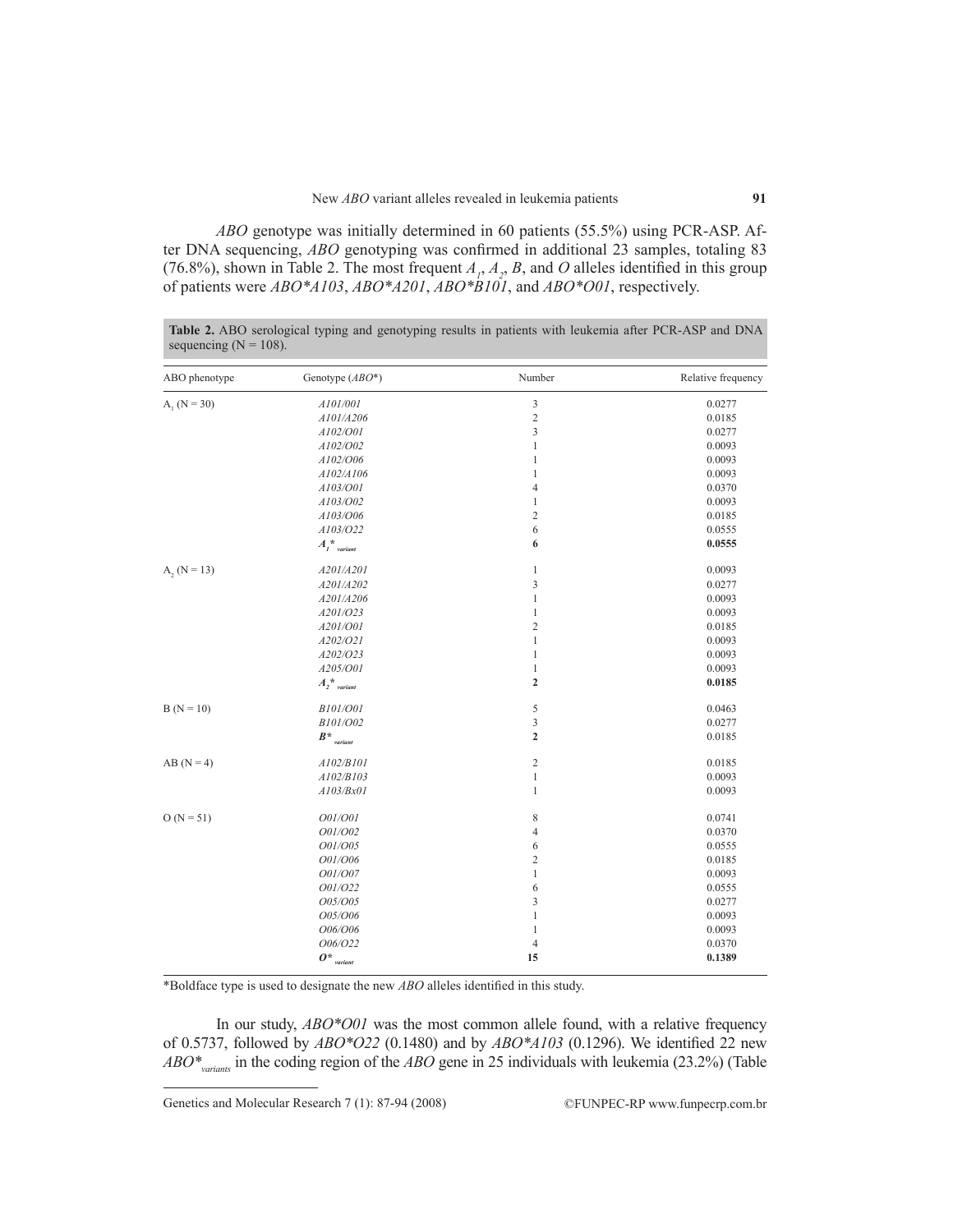*ABO* genotype was initially determined in 60 patients (55.5%) using PCR-ASP. After DNA sequencing, *ABO* genotyping was confirmed in additional 23 samples, totaling 83 (76.8%), shown in Table 2. The most frequent $A_1$, $A_2$, *B*, and *O* alleles identified in this group of patients were *ABO*A103*, *ABO*A201*, *ABO*B101*, and *ABO*O01*, respectively.

**Table 2.** ABO serological typing and genotyping results in patients with leukemia after PCR-ASP and DNA sequencing (N = 108).

| ABO phenotype | Genotype (*ABO**) | Number | Relative frequency |
|---|---|---|---|
| $A_1$ (N = 30) | *A101/001* | 3 | 0.0277 |
| | *A101/A206* | 2 | 0.0185 |
| | *A102/O01* | 3 | 0.0277 |
| | *A102/O02* | 1 | 0.0093 |
| | *A102/O06* | 1 | 0.0093 |
| | *A102/A106* | 1 | 0.0093 |
| | *A103/O01* | 4 | 0.0370 |
| | *A103/O02* | 1 | 0.0093 |
| | *A103/O06* | 2 | 0.0185 |
| | *A103/O22* | 6 | 0.0555 |
| | **$A_1*_{variant}$** | **6** | **0.0555** |
| $A_2$ (N = 13) | *A201/A201* | 1 | 0.0093 |
| | *A201/A202* | 3 | 0.0277 |
| | *A201/A206* | 1 | 0.0093 |
| | *A201/O23* | 1 | 0.0093 |
| | *A201/O01* | 2 | 0.0185 |
| | *A202/O21* | 1 | 0.0093 |
| | *A202/O23* | 1 | 0.0093 |
| | *A205/O01* | 1 | 0.0093 |
| | **$A_2*_{variant}$** | **2** | **0.0185** |
| B (N = 10) | *B101/O01* | 5 | 0.0463 |
| | *B101/O02* | 3 | 0.0277 |
| | **$B*_{variant}$** | **2** | 0.0185 |
| AB (N = 4) | *A102/B101* | 2 | 0.0185 |
| | *A102/B103* | 1 | 0.0093 |
| | *A103/Bx01* | 1 | 0.0093 |
| O (N = 51) | *O01/O01* | 8 | 0.0741 |
| | *O01/O02* | 4 | 0.0370 |
| | *O01/O05* | 6 | 0.0555 |
| | *O01/O06* | 2 | 0.0185 |
| | *O01/O07* | 1 | 0.0093 |
| | *O01/O22* | 6 | 0.0555 |
| | *O05/O05* | 3 | 0.0277 |
| | *O05/O06* | 1 | 0.0093 |
| | *O06/O06* | 1 | 0.0093 |
| | *O06/O22* | 4 | 0.0370 |
| | **$O*_{variant}$** | **15** | **0.1389** |

*Boldface type is used to designate the new *ABO* alleles identified in this study.

In our study, *ABO*O01* was the most common allele found, with a relative frequency of 0.5737, followed by *ABO*O22* (0.1480) and by *ABO*A103* (0.1296). We identified 22 new $ABO*_{variants}$ in the coding region of the *ABO* gene in 25 individuals with leukemia (23.2%) (Table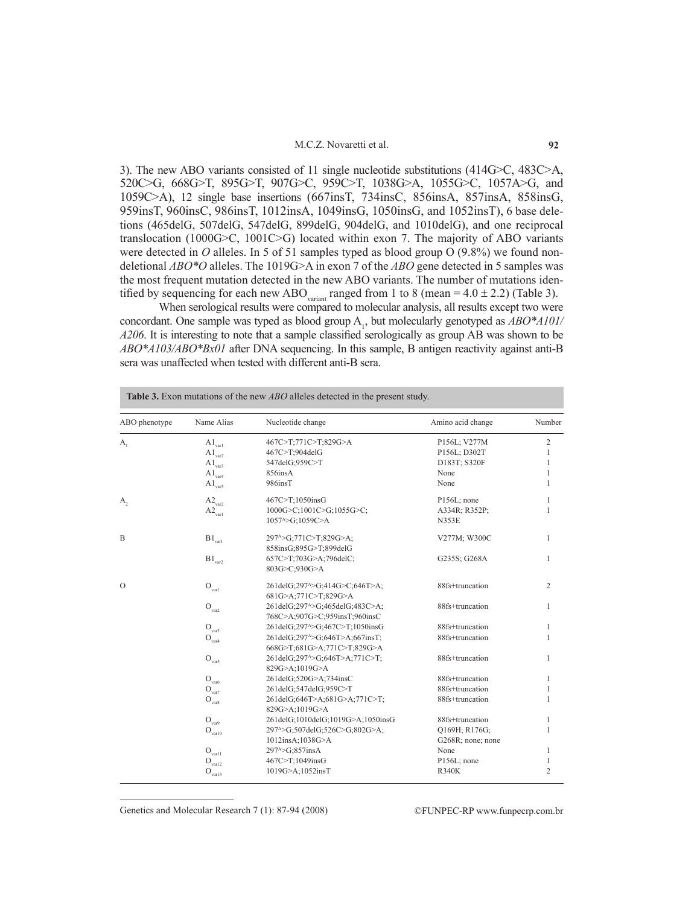3). The new ABO variants consisted of 11 single nucleotide substitutions (414G>C, 483C>A, 520C>G, 668G>T, 895G>T, 907G>C, 959C>T, 1038G>A, 1055G>C, 1057A>G, and 1059C>A), 12 single base insertions (667insT, 734insC, 856insA, 857insA, 858insG, 959insT, 960insC, 986insT, 1012insA, 1049insG, 1050insG, and 1052insT), 6 base deletions (465delG, 507delG, 547delG, 899delG, 904delG, and 1010delG), and one reciprocal translocation (1000G>C, 1001C>G) located within exon 7. The majority of ABO variants were detected in *O* alleles. In 5 of 51 samples typed as blood group O (9.8%) we found non-deletional *ABO\*O* alleles. The 1019G>A in exon 7 of the *ABO* gene detected in 5 samples was the most frequent mutation detected in the new ABO variants. The number of mutations identified by sequencing for each new $ABO_{variant}$ ranged from 1 to 8 (mean = 4.0 ± 2.2) (Table 3).

When serological results were compared to molecular analysis, all results except two were concordant. One sample was typed as blood group $A_1$, but molecularly genotyped as *ABO\*A101/A206*. It is interesting to note that a sample classified serologically as group AB was shown to be *ABO\*A103/ABO\*Bx01* after DNA sequencing. In this sample, B antigen reactivity against anti-B sera was unaffected when tested with different anti-B sera.

**Table 3.** Exon mutations of the new *ABO* alleles detected in the present study.

| ABO phenotype | Name Alias | Nucleotide change | Amino acid change | Number |
|---|---|---|---|---|
| $A_1$ | $A1_{var1}$ | 467C>T;771C>T;829G>A | P156L; V277M | 2 |
| | $A1_{var2}$ | 467C>T;904delG | P156L; D302T | 1 |
| | $A1_{var3}$ | 547delG;959C>T | D183T; S320F | 1 |
| | $A1_{var4}$ | 856insA | None | 1 |
| | $A1_{var5}$ | 986insT | None | 1 |
| $A_2$ | $A2_{var2}$ | 467C>T;1050insG | P156L; none | 1 |
| | $A2_{var1}$ | 1000G>C;1001C>G;1055G>C; 1057A>G;1059C>A | A334R; R352P; N353E | 1 |
| B | $B1_{var1}$ | 297A>G;771C>T;829G>A; 858insG;895G>T;899delG | V277M; W300C | 1 |
| | $B1_{var2}$ | 657C>T;703G>A;796delC; 803G>C;930G>A | G235S; G268A | 1 |
| O | $O_{var1}$ | 261delG;297A>G;414G>C;646T>A; 681G>A;771C>T;829G>A | 88fs+truncation | 2 |
| | $O_{var2}$ | 261delG;297A>G;465delG;483C>A; 768C>A;907G>C;959insT;960insC | 88fs+truncation | 1 |
| | $O_{var3}$ | 261delG;297A>G;467C>T;1050insG | 88fs+truncation | 1 |
| | $O_{var4}$ | 261delG;297A>G;646T>A;667insT; 668G>T;681G>A;771C>T;829G>A | 88fs+truncation | 1 |
| | $O_{var5}$ | 261delG;297A>G;646T>A;771C>T; 829G>A;1019G>A | 88fs+truncation | 1 |
| | $O_{var6}$ | 261delG;520G>A;734insC | 88fs+truncation | 1 |
| | $O_{var7}$ | 261delG;547delG;959C>T | 88fs+truncation | 1 |
| | $O_{var8}$ | 261delG;646T>A;681G>A;771C>T; 829G>A;1019G>A | 88fs+truncation | 1 |
| | $O_{var9}$ | 261delG;1010delG;1019G>A;1050insG | 88fs+truncation | 1 |
| | $O_{var10}$ | 297A>G;507delG;526C>G;802G>A; 1012insA;1038G>A | Q169H; R176G; G268R; none; none | 1 |
| | $O_{var11}$ | 297A>G;857insA | None | 1 |
| | $O_{var12}$ | 467C>T;1049insG | P156L; none | 1 |
| | $O_{var13}$ | 1019G>A;1052insT | R340K | 2 |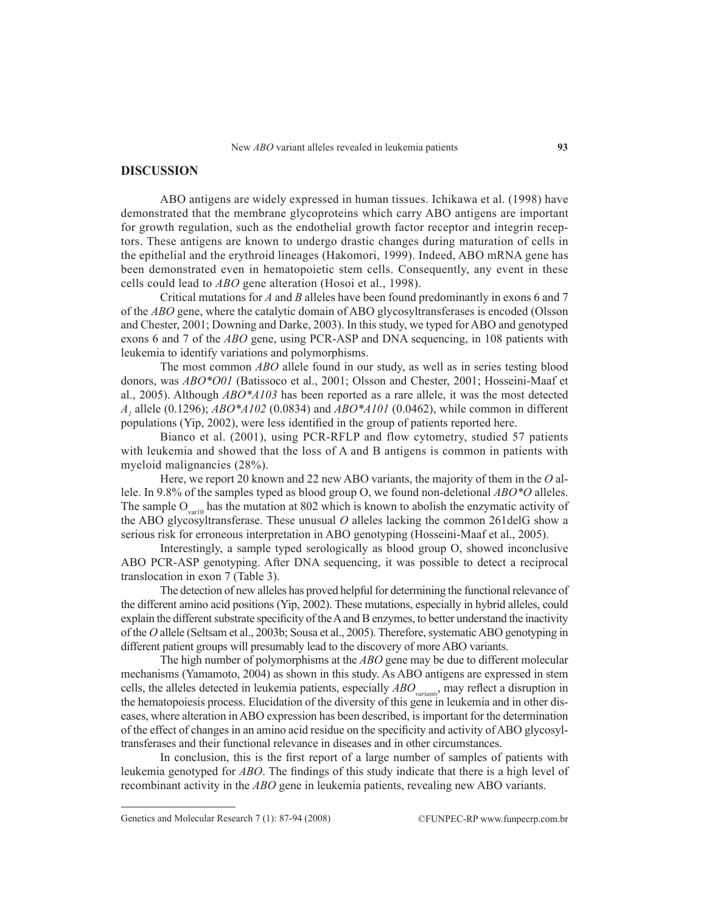## DISCUSSION

ABO antigens are widely expressed in human tissues. Ichikawa et al. (1998) have demonstrated that the membrane glycoproteins which carry ABO antigens are important for growth regulation, such as the endothelial growth factor receptor and integrin receptors. These antigens are known to undergo drastic changes during maturation of cells in the epithelial and the erythroid lineages (Hakomori, 1999). Indeed, ABO mRNA gene has been demonstrated even in hematopoietic stem cells. Consequently, any event in these cells could lead to *ABO* gene alteration (Hosoi et al., 1998).

Critical mutations for *A* and *B* alleles have been found predominantly in exons 6 and 7 of the *ABO* gene, where the catalytic domain of ABO glycosyltransferases is encoded (Olsson and Chester, 2001; Downing and Darke, 2003). In this study, we typed for ABO and genotyped exons 6 and 7 of the *ABO* gene, using PCR-ASP and DNA sequencing, in 108 patients with leukemia to identify variations and polymorphisms.

The most common *ABO* allele found in our study, as well as in series testing blood donors, was *ABO\*O01* (Batissoco et al., 2001; Olsson and Chester, 2001; Hosseini-Maaf et al., 2005). Although *ABO\*A103* has been reported as a rare allele, it was the most detected $A_1$ allele (0.1296); *ABO\*A102* (0.0834) and *ABO\*A101* (0.0462), while common in different populations (Yip, 2002), were less identified in the group of patients reported here.

Bianco et al. (2001), using PCR-RFLP and flow cytometry, studied 57 patients with leukemia and showed that the loss of A and B antigens is common in patients with myeloid malignancies (28%).

Here, we report 20 known and 22 new ABO variants, the majority of them in the *O* allele. In 9.8% of the samples typed as blood group O, we found non-deletional *ABO\*O* alleles. The sample $O_{var10}$ has the mutation at 802 which is known to abolish the enzymatic activity of the ABO glycosyltransferase. These unusual *O* alleles lacking the common 261delG show a serious risk for erroneous interpretation in ABO genotyping (Hosseini-Maaf et al., 2005).

Interestingly, a sample typed serologically as blood group O, showed inconclusive ABO PCR-ASP genotyping. After DNA sequencing, it was possible to detect a reciprocal translocation in exon 7 (Table 3).

The detection of new alleles has proved helpful for determining the functional relevance of the different amino acid positions (Yip, 2002). These mutations, especially in hybrid alleles, could explain the different substrate specificity of the A and B enzymes, to better understand the inactivity of the *O* allele (Seltsam et al., 2003b; Sousa et al., 2005). Therefore, systematic ABO genotyping in different patient groups will presumably lead to the discovery of more ABO variants.

The high number of polymorphisms at the *ABO* gene may be due to different molecular mechanisms (Yamamoto, 2004) as shown in this study. As ABO antigens are expressed in stem cells, the alleles detected in leukemia patients, especially $ABO_{variants}$, may reflect a disruption in the hematopoiesis process. Elucidation of the diversity of this gene in leukemia and in other diseases, where alteration in ABO expression has been described, is important for the determination of the effect of changes in an amino acid residue on the specificity and activity of ABO glycosyltransferases and their functional relevance in diseases and in other circumstances.

In conclusion, this is the first report of a large number of samples of patients with leukemia genotyped for *ABO*. The findings of this study indicate that there is a high level of recombinant activity in the *ABO* gene in leukemia patients, revealing new ABO variants.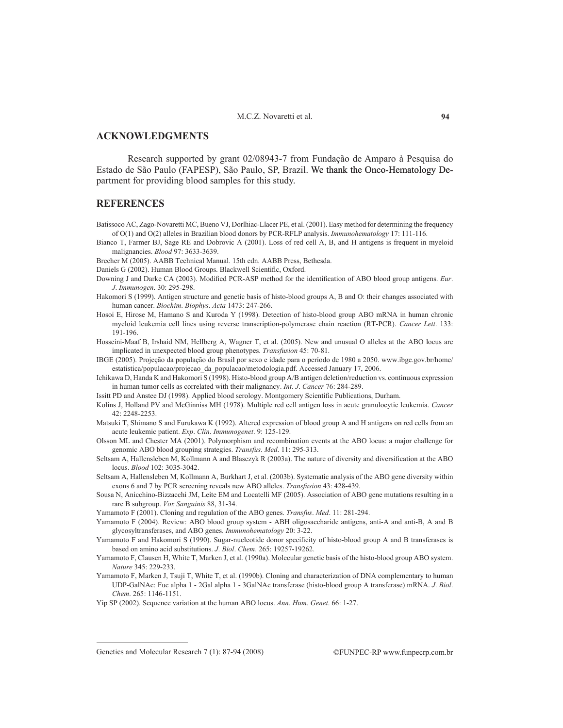## ACKNOWLEDGMENTS

Research supported by grant 02/08943-7 from Fundação de Amparo à Pesquisa do Estado de São Paulo (FAPESP), São Paulo, SP, Brazil. We thank the Onco-Hematology Department for providing blood samples for this study.

## REFERENCES

Batissoco AC, Zago-Novaretti MC, Bueno VJ, Dorlhiac-Llacer PE, et al. (2001). Easy method for determining the frequency of O(1) and O(2) alleles in Brazilian blood donors by PCR-RFLP analysis. *Immunohematology* 17: 111-116.

Bianco T, Farmer BJ, Sage RE and Dobrovic A (2001). Loss of red cell A, B, and H antigens is frequent in myeloid malignancies. *Blood* 97: 3633-3639.

Brecher M (2005). AABB Technical Manual. 15th edn. AABB Press, Bethesda.

Daniels G (2002). Human Blood Groups. Blackwell Scientific, Oxford.

Downing J and Darke CA (2003). Modified PCR-ASP method for the identification of ABO blood group antigens. *Eur*. *J*. *Immunogen*. 30: 295-298.

Hakomori S (1999). Antigen structure and genetic basis of histo-blood groups A, B and O: their changes associated with human cancer. *Biochim*. *Biophys*. *Acta* 1473: 247-266.

Hosoi E, Hirose M, Hamano S and Kuroda Y (1998). Detection of histo-blood group ABO mRNA in human chronic myeloid leukemia cell lines using reverse transcription-polymerase chain reaction (RT-PCR). *Cancer Lett*. 133: 191-196.

Hosseini-Maaf B, Irshaid NM, Hellberg A, Wagner T, et al. (2005). New and unusual O alleles at the ABO locus are implicated in unexpected blood group phenotypes. *Transfusion* 45: 70-81.

IBGE (2005). Projeção da população do Brasil por sexo e idade para o período de 1980 a 2050. www.ibge.gov.br/home/estatistica/populacao/projecao_da_populacao/metodologia.pdf. Accessed January 17, 2006.

Ichikawa D, Handa K and Hakomori S (1998). Histo-blood group A/B antigen deletion/reduction vs. continuous expression in human tumor cells as correlated with their malignancy. *Int*. *J*. *Cancer* 76: 284-289.

Issitt PD and Anstee DJ (1998). Applied blood serology. Montgomery Scientific Publications, Durham.

Kolins J, Holland PV and McGinniss MH (1978). Multiple red cell antigen loss in acute granulocytic leukemia. *Cancer* 42: 2248-2253.

Matsuki T, Shimano S and Furukawa K (1992). Altered expression of blood group A and H antigens on red cells from an acute leukemic patient. *Exp*. *Clin*. *Immunogenet*. 9: 125-129.

Olsson ML and Chester MA (2001). Polymorphism and recombination events at the ABO locus: a major challenge for genomic ABO blood grouping strategies. *Transfus*. *Med*. 11: 295-313.

Seltsam A, Hallensleben M, Kollmann A and Blasczyk R (2003a). The nature of diversity and diversification at the ABO locus. *Blood* 102: 3035-3042.

Seltsam A, Hallensleben M, Kollmann A, Burkhart J, et al. (2003b). Systematic analysis of the ABO gene diversity within exons 6 and 7 by PCR screening reveals new ABO alleles. *Transfusion* 43: 428-439.

Sousa N, Anicchino-Bizzacchi JM, Leite EM and Locatelli MF (2005). Association of ABO gene mutations resulting in a rare B subgroup. *Vox Sanguinis* 88, 31-34.

Yamamoto F (2001). Cloning and regulation of the ABO genes. *Transfus*. *Med*. 11: 281-294.

Yamamoto F (2004). Review: ABO blood group system - ABH oligosaccharide antigens, anti-A and anti-B, A and B glycosyltransferases, and ABO genes. *Immunohematology* 20: 3-22.

Yamamoto F and Hakomori S (1990). Sugar-nucleotide donor specificity of histo-blood group A and B transferases is based on amino acid substitutions. *J*. *Biol*. *Chem*. 265: 19257-19262.

Yamamoto F, Clausen H, White T, Marken J, et al. (1990a). Molecular genetic basis of the histo-blood group ABO system. *Nature* 345: 229-233.

Yamamoto F, Marken J, Tsuji T, White T, et al. (1990b). Cloning and characterization of DNA complementary to human UDP-GalNAc: Fuc alpha 1 - 2Gal alpha 1 - 3GalNAc transferase (histo-blood group A transferase) mRNA. *J*. *Biol*. *Chem*. 265: 1146-1151.

Yip SP (2002). Sequence variation at the human ABO locus. *Ann*. *Hum*. *Genet*. 66: 1-27.